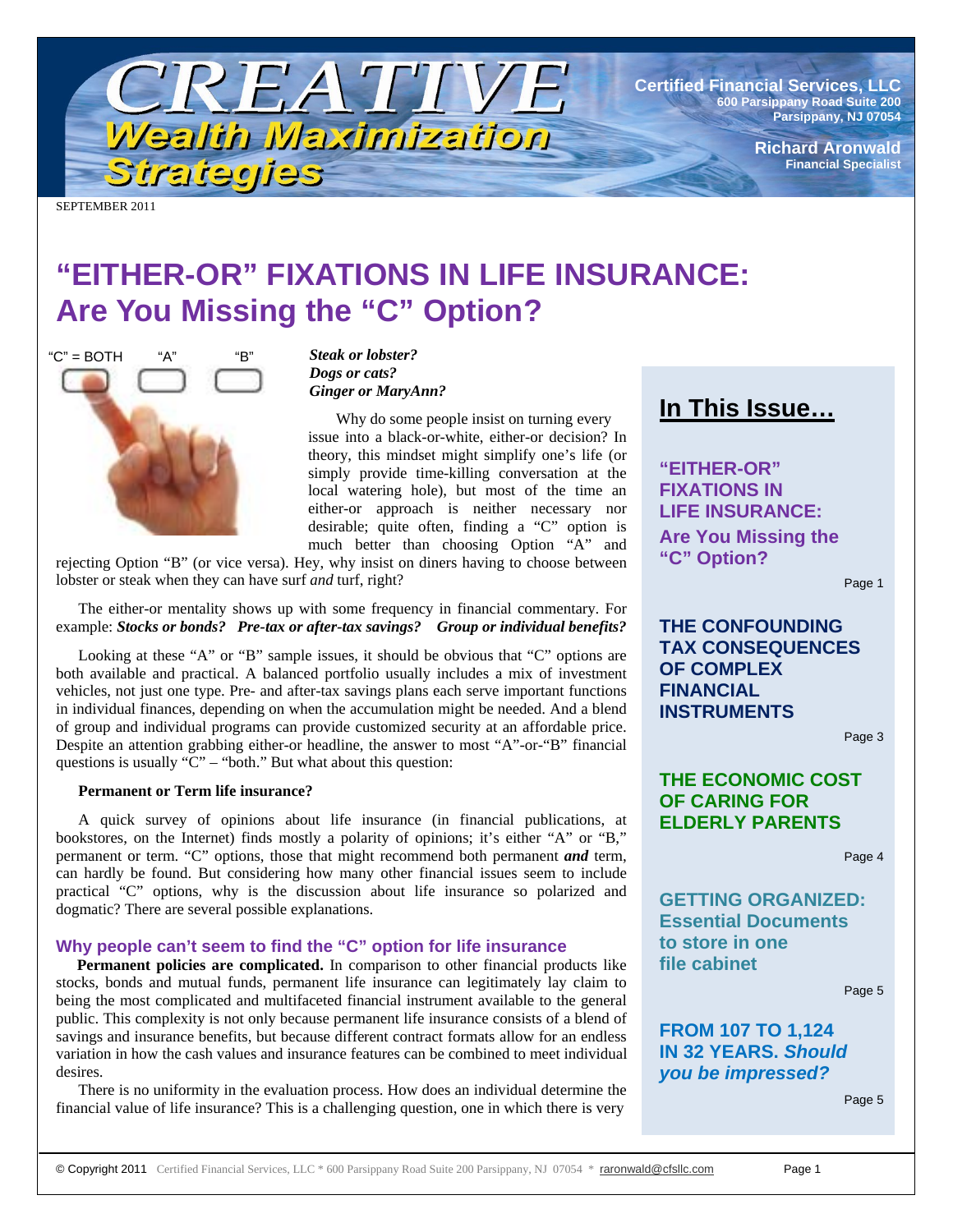# CREATIVE Wealth Maximization Strategies

**Certified Financial Services, LLC**
600 Parsippany Road Suite 200
Parsippany, NJ 07054

**Richard Aronwald**
Financial Specialist

SEPTEMBER 2011

# "EITHER-OR" FIXATIONS IN LIFE INSURANCE: Are You Missing the "C" Option?

"C" = BOTH "A" "B"

***Steak or lobster?***
***Dogs or cats?***
***Ginger or MaryAnn?***

Why do some people insist on turning every issue into a black-or-white, either-or decision? In theory, this mindset might simplify one's life (or simply provide time-killing conversation at the local watering hole), but most of the time an either-or approach is neither necessary nor desirable; quite often, finding a "C" option is much better than choosing Option "A" and rejecting Option "B" (or vice versa). Hey, why insist on diners having to choose between lobster or steak when they can have surf *and* turf, right?

The either-or mentality shows up with some frequency in financial commentary. For example: ***Stocks or bonds? Pre-tax or after-tax savings? Group or individual benefits?***

Looking at these "A" or "B" sample issues, it should be obvious that "C" options are both available and practical. A balanced portfolio usually includes a mix of investment vehicles, not just one type. Pre- and after-tax savings plans each serve important functions in individual finances, depending on when the accumulation might be needed. And a blend of group and individual programs can provide customized security at an affordable price. Despite an attention grabbing either-or headline, the answer to most "A"-or-"B" financial questions is usually "C" – "both." But what about this question:

**Permanent or Term life insurance?**

A quick survey of opinions about life insurance (in financial publications, at bookstores, on the Internet) finds mostly a polarity of opinions; it's either "A" or "B," permanent or term. "C" options, those that might recommend both permanent ***and*** term, can hardly be found. But considering how many other financial issues seem to include practical "C" options, why is the discussion about life insurance so polarized and dogmatic? There are several possible explanations.

## Why people can't seem to find the "C" option for life insurance

**Permanent policies are complicated.** In comparison to other financial products like stocks, bonds and mutual funds, permanent life insurance can legitimately lay claim to being the most complicated and multifaceted financial instrument available to the general public. This complexity is not only because permanent life insurance consists of a blend of savings and insurance benefits, but because different contract formats allow for an endless variation in how the cash values and insurance features can be combined to meet individual desires.

There is no uniformity in the evaluation process. How does an individual determine the financial value of life insurance? This is a challenging question, one in which there is very

## In This Issue…

**"EITHER-OR" FIXATIONS IN LIFE INSURANCE: Are You Missing the "C" Option?** — Page 1

**THE CONFOUNDING TAX CONSEQUENCES OF COMPLEX FINANCIAL INSTRUMENTS** — Page 3

**THE ECONOMIC COST OF CARING FOR ELDERLY PARENTS** — Page 4

**GETTING ORGANIZED: Essential Documents to store in one file cabinet** — Page 5

**FROM 107 TO 1,124 IN 32 YEARS. *Should you be impressed?*** — Page 5

© Copyright 2011 Certified Financial Services, LLC * 600 Parsippany Road Suite 200 Parsippany, NJ 07054 * raronwald@cfsllc.com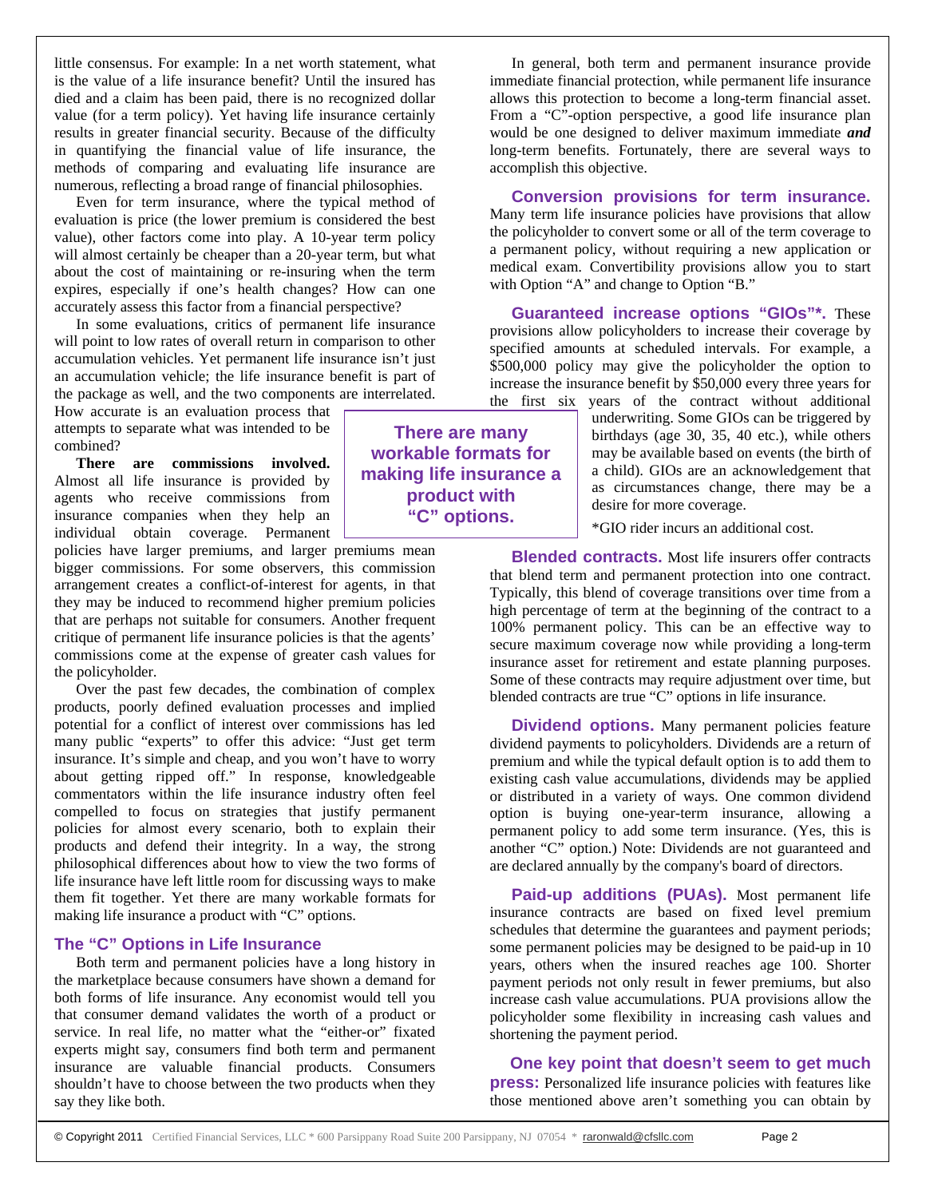little consensus. For example: In a net worth statement, what is the value of a life insurance benefit? Until the insured has died and a claim has been paid, there is no recognized dollar value (for a term policy). Yet having life insurance certainly results in greater financial security. Because of the difficulty in quantifying the financial value of life insurance, the methods of comparing and evaluating life insurance are numerous, reflecting a broad range of financial philosophies.

Even for term insurance, where the typical method of evaluation is price (the lower premium is considered the best value), other factors come into play. A 10-year term policy will almost certainly be cheaper than a 20-year term, but what about the cost of maintaining or re-insuring when the term expires, especially if one's health changes? How can one accurately assess this factor from a financial perspective?

In some evaluations, critics of permanent life insurance will point to low rates of overall return in comparison to other accumulation vehicles. Yet permanent life insurance isn't just an accumulation vehicle; the life insurance benefit is part of the package as well, and the two components are interrelated. How accurate is an evaluation process that attempts to separate what was intended to be combined?

**There are commissions involved.** Almost all life insurance is provided by agents who receive commissions from insurance companies when they help an individual obtain coverage. Permanent policies have larger premiums, and larger premiums mean bigger commissions. For some observers, this commission arrangement creates a conflict-of-interest for agents, in that they may be induced to recommend higher premium policies that are perhaps not suitable for consumers. Another frequent critique of permanent life insurance policies is that the agents' commissions come at the expense of greater cash values for the policyholder.

Over the past few decades, the combination of complex products, poorly defined evaluation processes and implied potential for a conflict of interest over commissions has led many public "experts" to offer this advice: "Just get term insurance. It's simple and cheap, and you won't have to worry about getting ripped off." In response, knowledgeable commentators within the life insurance industry often feel compelled to focus on strategies that justify permanent policies for almost every scenario, both to explain their products and defend their integrity. In a way, the strong philosophical differences about how to view the two forms of life insurance have left little room for discussing ways to make them fit together. Yet there are many workable formats for making life insurance a product with "C" options.

> **There are many workable formats for making life insurance a product with "C" options.**

## The "C" Options in Life Insurance

Both term and permanent policies have a long history in the marketplace because consumers have shown a demand for both forms of life insurance. Any economist would tell you that consumer demand validates the worth of a product or service. In real life, no matter what the "either-or" fixated experts might say, consumers find both term and permanent insurance are valuable financial products. Consumers shouldn't have to choose between the two products when they say they like both.

In general, both term and permanent insurance provide immediate financial protection, while permanent life insurance allows this protection to become a long-term financial asset. From a "C"-option perspective, a good life insurance plan would be one designed to deliver maximum immediate ***and*** long-term benefits. Fortunately, there are several ways to accomplish this objective.

**Conversion provisions for term insurance.** Many term life insurance policies have provisions that allow the policyholder to convert some or all of the term coverage to a permanent policy, without requiring a new application or medical exam. Convertibility provisions allow you to start with Option "A" and change to Option "B."

**Guaranteed increase options "GIOs"*.** These provisions allow policyholders to increase their coverage by specified amounts at scheduled intervals. For example, a $500,000 policy may give the policyholder the option to increase the insurance benefit by $50,000 every three years for the first six years of the contract without additional underwriting. Some GIOs can be triggered by birthdays (age 30, 35, 40 etc.), while others may be available based on events (the birth of a child). GIOs are an acknowledgement that as circumstances change, there may be a desire for more coverage.

*GIO rider incurs an additional cost.

**Blended contracts.** Most life insurers offer contracts that blend term and permanent protection into one contract. Typically, this blend of coverage transitions over time from a high percentage of term at the beginning of the contract to a 100% permanent policy. This can be an effective way to secure maximum coverage now while providing a long-term insurance asset for retirement and estate planning purposes. Some of these contracts may require adjustment over time, but blended contracts are true "C" options in life insurance.

**Dividend options.** Many permanent policies feature dividend payments to policyholders. Dividends are a return of premium and while the typical default option is to add them to existing cash value accumulations, dividends may be applied or distributed in a variety of ways. One common dividend option is buying one-year-term insurance, allowing a permanent policy to add some term insurance. (Yes, this is another "C" option.) Note: Dividends are not guaranteed and are declared annually by the company's board of directors.

**Paid-up additions (PUAs).** Most permanent life insurance contracts are based on fixed level premium schedules that determine the guarantees and payment periods; some permanent policies may be designed to be paid-up in 10 years, others when the insured reaches age 100. Shorter payment periods not only result in fewer premiums, but also increase cash value accumulations. PUA provisions allow the policyholder some flexibility in increasing cash values and shortening the payment period.

**One key point that doesn't seem to get much press:** Personalized life insurance policies with features like those mentioned above aren't something you can obtain by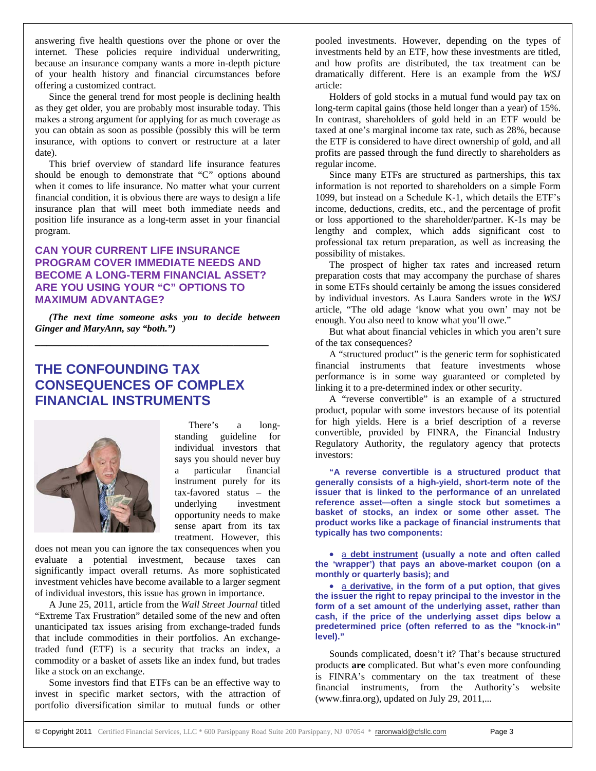answering five health questions over the phone or over the internet. These policies require individual underwriting, because an insurance company wants a more in-depth picture of your health history and financial circumstances before offering a customized contract.

Since the general trend for most people is declining health as they get older, you are probably most insurable today. This makes a strong argument for applying for as much coverage as you can obtain as soon as possible (possibly this will be term insurance, with options to convert or restructure at a later date).

This brief overview of standard life insurance features should be enough to demonstrate that "C" options abound when it comes to life insurance. No matter what your current financial condition, it is obvious there are ways to design a life insurance plan that will meet both immediate needs and position life insurance as a long-term asset in your financial program.

### CAN YOUR CURRENT LIFE INSURANCE PROGRAM COVER IMMEDIATE NEEDS AND BECOME A LONG-TERM FINANCIAL ASSET? ARE YOU USING YOUR "C" OPTIONS TO MAXIMUM ADVANTAGE?

***(The next time someone asks you to decide between Ginger and MaryAnn, say "both.")***

---

## THE CONFOUNDING TAX CONSEQUENCES OF COMPLEX FINANCIAL INSTRUMENTS

There's a long-standing guideline for individual investors that says you should never buy a particular financial instrument purely for its tax-favored status – the underlying investment opportunity needs to make sense apart from its tax treatment. However, this does not mean you can ignore the tax consequences when you evaluate a potential investment, because taxes can significantly impact overall returns. As more sophisticated investment vehicles have become available to a larger segment of individual investors, this issue has grown in importance.

A June 25, 2011, article from the *Wall Street Journal* titled "Extreme Tax Frustration" detailed some of the new and often unanticipated tax issues arising from exchange-traded funds that include commodities in their portfolios. An exchange-traded fund (ETF) is a security that tracks an index, a commodity or a basket of assets like an index fund, but trades like a stock on an exchange.

Some investors find that ETFs can be an effective way to invest in specific market sectors, with the attraction of portfolio diversification similar to mutual funds or other pooled investments. However, depending on the types of investments held by an ETF, how these investments are titled, and how profits are distributed, the tax treatment can be dramatically different. Here is an example from the *WSJ* article:

Holders of gold stocks in a mutual fund would pay tax on long-term capital gains (those held longer than a year) of 15%. In contrast, shareholders of gold held in an ETF would be taxed at one's marginal income tax rate, such as 28%, because the ETF is considered to have direct ownership of gold, and all profits are passed through the fund directly to shareholders as regular income.

Since many ETFs are structured as partnerships, this tax information is not reported to shareholders on a simple Form 1099, but instead on a Schedule K-1, which details the ETF's income, deductions, credits, etc., and the percentage of profit or loss apportioned to the shareholder/partner. K-1s may be lengthy and complex, which adds significant cost to professional tax return preparation, as well as increasing the possibility of mistakes.

The prospect of higher tax rates and increased return preparation costs that may accompany the purchase of shares in some ETFs should certainly be among the issues considered by individual investors. As Laura Sanders wrote in the *WSJ* article, "The old adage 'know what you own' may not be enough. You also need to know what you'll owe."

But what about financial vehicles in which you aren't sure of the tax consequences?

A "structured product" is the generic term for sophisticated financial instruments that feature investments whose performance is in some way guaranteed or completed by linking it to a pre-determined index or other security.

A "reverse convertible" is an example of a structured product, popular with some investors because of its potential for high yields. Here is a brief description of a reverse convertible, provided by FINRA, the Financial Industry Regulatory Authority, the regulatory agency that protects investors:

**"A reverse convertible is a structured product that generally consists of a high-yield, short-term note of the issuer that is linked to the performance of an unrelated reference asset—often a single stock but sometimes a basket of stocks, an index or some other asset. The product works like a package of financial instruments that typically has two components:**

- a **debt instrument** **(usually a note and often called the 'wrapper') that pays an above-market coupon (on a monthly or quarterly basis); and**
- a **derivative****, in the form of a put option, that gives the issuer the right to repay principal to the investor in the form of a set amount of the underlying asset, rather than cash, if the price of the underlying asset dips below a predetermined price (often referred to as the "knock-in" level)."**

Sounds complicated, doesn't it? That's because structured products **are** complicated. But what's even more confounding is FINRA's commentary on the tax treatment of these financial instruments, from the Authority's website (www.finra.org), updated on July 29, 2011,...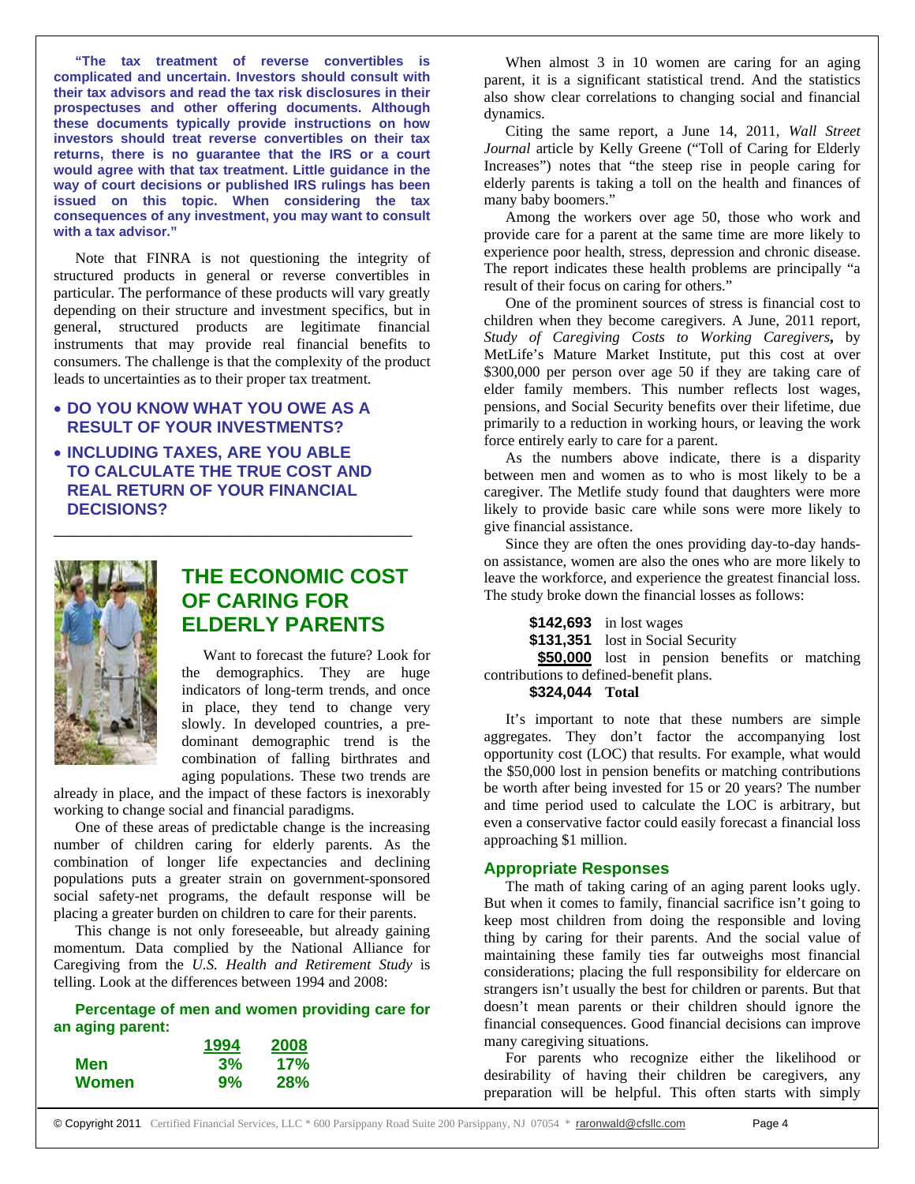**"The tax treatment of reverse convertibles is complicated and uncertain. Investors should consult with their tax advisors and read the tax risk disclosures in their prospectuses and other offering documents. Although these documents typically provide instructions on how investors should treat reverse convertibles on their tax returns, there is no guarantee that the IRS or a court would agree with that tax treatment. Little guidance in the way of court decisions or published IRS rulings has been issued on this topic. When considering the tax consequences of any investment, you may want to consult with a tax advisor."**

Note that FINRA is not questioning the integrity of structured products in general or reverse convertibles in particular. The performance of these products will vary greatly depending on their structure and investment specifics, but in general, structured products are legitimate financial instruments that may provide real financial benefits to consumers. The challenge is that the complexity of the product leads to uncertainties as to their proper tax treatment.

- **DO YOU KNOW WHAT YOU OWE AS A RESULT OF YOUR INVESTMENTS?**
- **INCLUDING TAXES, ARE YOU ABLE TO CALCULATE THE TRUE COST AND REAL RETURN OF YOUR FINANCIAL DECISIONS?**

---

## THE ECONOMIC COST OF CARING FOR ELDERLY PARENTS

Want to forecast the future? Look for the demographics. They are huge indicators of long-term trends, and once in place, they tend to change very slowly. In developed countries, a pre-dominant demographic trend is the combination of falling birthrates and aging populations. These two trends are already in place, and the impact of these factors is inexorably working to change social and financial paradigms.

One of these areas of predictable change is the increasing number of children caring for elderly parents. As the combination of longer life expectancies and declining populations puts a greater strain on government-sponsored social safety-net programs, the default response will be placing a greater burden on children to care for their parents.

This change is not only foreseeable, but already gaining momentum. Data complied by the National Alliance for Caregiving from the *U.S. Health and Retirement Study* is telling. Look at the differences between 1994 and 2008:

**Percentage of men and women providing care for an aging parent:**

| | 1994 | 2008 |
|---|---|---|
| **Men** | 3% | 17% |
| **Women** | 9% | 28% |

When almost 3 in 10 women are caring for an aging parent, it is a significant statistical trend. And the statistics also show clear correlations to changing social and financial dynamics.

Citing the same report, a June 14, 2011, *Wall Street Journal* article by Kelly Greene ("Toll of Caring for Elderly Increases") notes that "the steep rise in people caring for elderly parents is taking a toll on the health and finances of many baby boomers."

Among the workers over age 50, those who work and provide care for a parent at the same time are more likely to experience poor health, stress, depression and chronic disease. The report indicates these health problems are principally "a result of their focus on caring for others."

One of the prominent sources of stress is financial cost to children when they become caregivers. A June, 2011 report, *Study of Caregiving Costs to Working Caregivers***,** by MetLife's Mature Market Institute, put this cost at over $300,000 per person over age 50 if they are taking care of elder family members. This number reflects lost wages, pensions, and Social Security benefits over their lifetime, due primarily to a reduction in working hours, or leaving the work force entirely early to care for a parent.

As the numbers above indicate, there is a disparity between men and women as to who is most likely to be a caregiver. The Metlife study found that daughters were more likely to provide basic care while sons were more likely to give financial assistance.

Since they are often the ones providing day-to-day hands-on assistance, women are also the ones who are more likely to leave the workforce, and experience the greatest financial loss. The study broke down the financial losses as follows:

**$142,693** in lost wages
**$131,351** lost in Social Security
**$50,000** lost in pension benefits or matching contributions to defined-benefit plans.
**$324,044 Total**

It's important to note that these numbers are simple aggregates. They don't factor the accompanying lost opportunity cost (LOC) that results. For example, what would the $50,000 lost in pension benefits or matching contributions be worth after being invested for 15 or 20 years? The number and time period used to calculate the LOC is arbitrary, but even a conservative factor could easily forecast a financial loss approaching $1 million.

### Appropriate Responses

The math of taking caring of an aging parent looks ugly. But when it comes to family, financial sacrifice isn't going to keep most children from doing the responsible and loving thing by caring for their parents. And the social value of maintaining these family ties far outweighs most financial considerations; placing the full responsibility for eldercare on strangers isn't usually the best for children or parents. But that doesn't mean parents or their children should ignore the financial consequences. Good financial decisions can improve many caregiving situations.

For parents who recognize either the likelihood or desirability of having their children be caregivers, any preparation will be helpful. This often starts with simply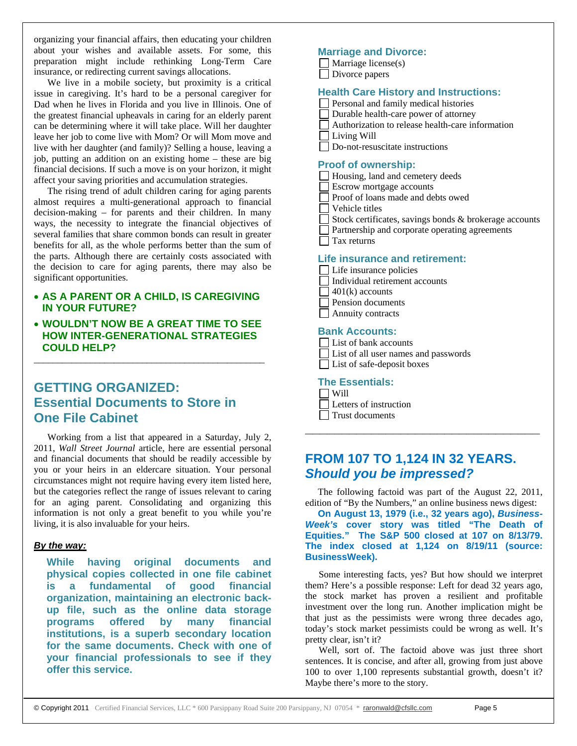organizing your financial affairs, then educating your children about your wishes and available assets. For some, this preparation might include rethinking Long-Term Care insurance, or redirecting current savings allocations.

We live in a mobile society, but proximity is a critical issue in caregiving. It's hard to be a personal caregiver for Dad when he lives in Florida and you live in Illinois. One of the greatest financial upheavals in caring for an elderly parent can be determining where it will take place. Will her daughter leave her job to come live with Mom? Or will Mom move and live with her daughter (and family)? Selling a house, leaving a job, putting an addition on an existing home – these are big financial decisions. If such a move is on your horizon, it might affect your saving priorities and accumulation strategies.

The rising trend of adult children caring for aging parents almost requires a multi-generational approach to financial decision-making – for parents and their children. In many ways, the necessity to integrate the financial objectives of several families that share common bonds can result in greater benefits for all, as the whole performs better than the sum of the parts. Although there are certainly costs associated with the decision to care for aging parents, there may also be significant opportunities.

- **AS A PARENT OR A CHILD, IS CAREGIVING IN YOUR FUTURE?**
- **WOULDN'T NOW BE A GREAT TIME TO SEE HOW INTER-GENERATIONAL STRATEGIES COULD HELP?**

---

## GETTING ORGANIZED: Essential Documents to Store in One File Cabinet

Working from a list that appeared in a Saturday, July 2, 2011, *Wall Street Journal* article, here are essential personal and financial documents that should be readily accessible by you or your heirs in an eldercare situation. Your personal circumstances might not require having every item listed here, but the categories reflect the range of issues relevant to caring for an aging parent. Consolidating and organizing this information is not only a great benefit to you while you're living, it is also invaluable for your heirs.

***By the way:***

**While having original documents and physical copies collected in one file cabinet is a fundamental of good financial organization, maintaining an electronic back-up file, such as the online data storage programs offered by many financial institutions, is a superb secondary location for the same documents. Check with one of your financial professionals to see if they offer this service.**

### Marriage and Divorce:

- ☐ Marriage license(s)
- ☐ Divorce papers

### Health Care History and Instructions:

- ☐ Personal and family medical histories
- ☐ Durable health-care power of attorney
- ☐ Authorization to release health-care information
- ☐ Living Will
- ☐ Do-not-resuscitate instructions

### Proof of ownership:

- ☐ Housing, land and cemetery deeds
- ☐ Escrow mortgage accounts
- ☐ Proof of loans made and debts owed
- ☐ Vehicle titles
- ☐ Stock certificates, savings bonds & brokerage accounts
- ☐ Partnership and corporate operating agreements
- ☐ Tax returns

### Life insurance and retirement:

- ☐ Life insurance policies
- ☐ Individual retirement accounts
- ☐ 401(k) accounts
- ☐ Pension documents
- ☐ Annuity contracts

### Bank Accounts:

- ☐ List of bank accounts
- ☐ List of all user names and passwords
- ☐ List of safe-deposit boxes

### The Essentials:

- ☐ Will
- ☐ Letters of instruction
- ☐ Trust documents

---

## FROM 107 TO 1,124 IN 32 YEARS. *Should you be impressed?*

The following factoid was part of the August 22, 2011, edition of "By the Numbers," an online business news digest:

**On August 13, 1979 (i.e., 32 years ago), *Business-Week's* cover story was titled "The Death of Equities." The S&P 500 closed at 107 on 8/13/79. The index closed at 1,124 on 8/19/11 (source: BusinessWeek).**

Some interesting facts, yes? But how should we interpret them? Here's a possible response: Left for dead 32 years ago, the stock market has proven a resilient and profitable investment over the long run. Another implication might be that just as the pessimists were wrong three decades ago, today's stock market pessimists could be wrong as well. It's pretty clear, isn't it?

Well, sort of. The factoid above was just three short sentences. It is concise, and after all, growing from just above 100 to over 1,100 represents substantial growth, doesn't it? Maybe there's more to the story.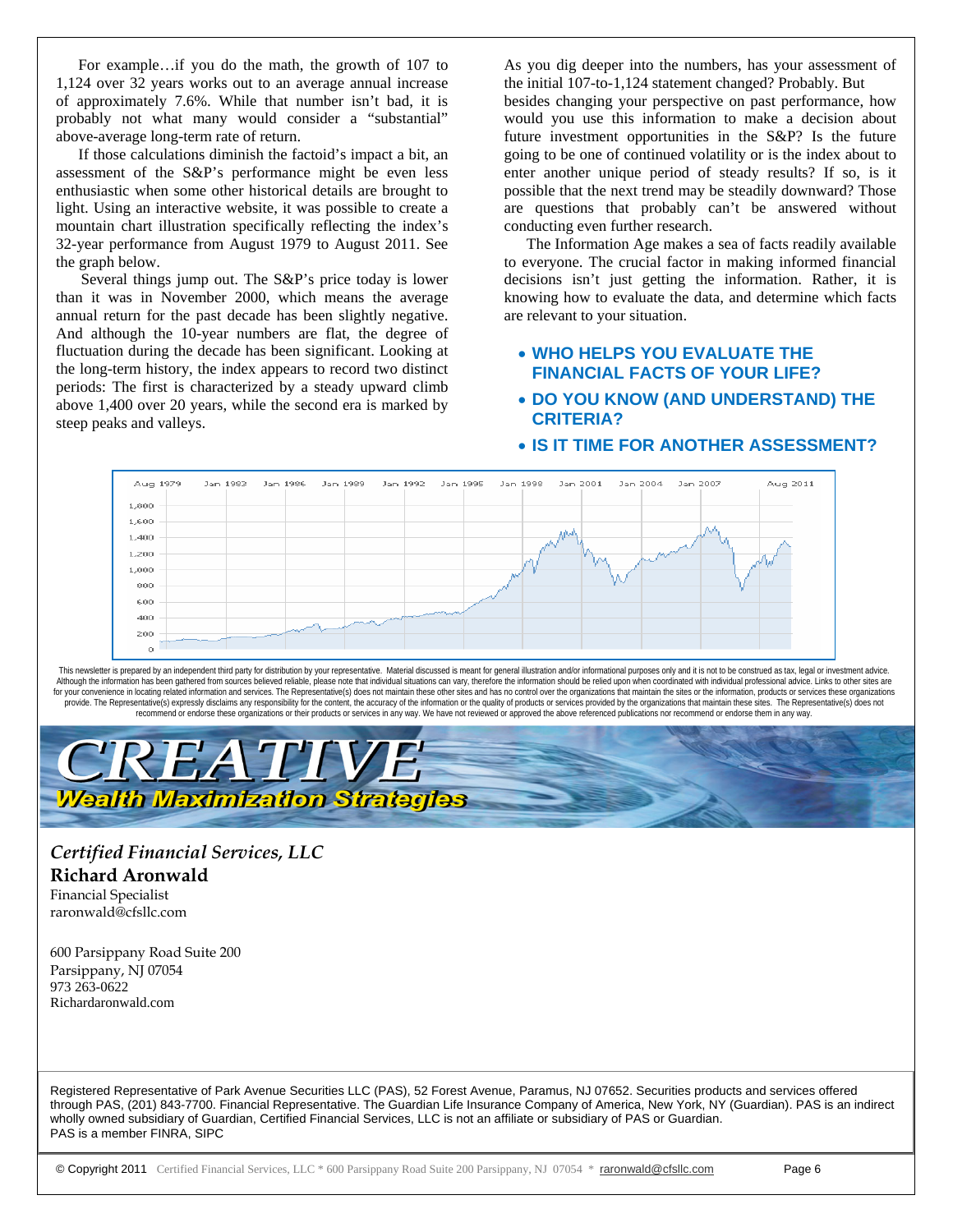For example…if you do the math, the growth of 107 to 1,124 over 32 years works out to an average annual increase of approximately 7.6%. While that number isn't bad, it is probably not what many would consider a "substantial" above-average long-term rate of return.

If those calculations diminish the factoid's impact a bit, an assessment of the S&P's performance might be even less enthusiastic when some other historical details are brought to light. Using an interactive website, it was possible to create a mountain chart illustration specifically reflecting the index's 32-year performance from August 1979 to August 2011. See the graph below.

Several things jump out. The S&P's price today is lower than it was in November 2000, which means the average annual return for the past decade has been slightly negative. And although the 10-year numbers are flat, the degree of fluctuation during the decade has been significant. Looking at the long-term history, the index appears to record two distinct periods: The first is characterized by a steady upward climb above 1,400 over 20 years, while the second era is marked by steep peaks and valleys.

As you dig deeper into the numbers, has your assessment of the initial 107-to-1,124 statement changed? Probably. But besides changing your perspective on past performance, how would you use this information to make a decision about future investment opportunities in the S&P? Is the future going to be one of continued volatility or is the index about to enter another unique period of steady results? If so, is it possible that the next trend may be steadily downward? Those are questions that probably can't be answered without conducting even further research.

The Information Age makes a sea of facts readily available to everyone. The crucial factor in making informed financial decisions isn't just getting the information. Rather, it is knowing how to evaluate the data, and determine which facts are relevant to your situation.

- **WHO HELPS YOU EVALUATE THE FINANCIAL FACTS OF YOUR LIFE?**
- **DO YOU KNOW (AND UNDERSTAND) THE CRITERIA?**
- **IS IT TIME FOR ANOTHER ASSESSMENT?**

Aug 1979 Jan 1983 Jan 1986 Jan 1989 Jan 1992 Jan 1995 Jan 1998 Jan 2001 Jan 2004 Jan 2007 Aug 2011

1,800
1,600
1,400
1,200
1,000
800
600
400
200
0

This newsletter is prepared by an independent third party for distribution by your representative. Material discussed is meant for general illustration and/or informational purposes only and it is not to be construed as tax, legal or investment advice. Although the information has been gathered from sources believed reliable, please note that individual situations can vary, therefore the information should be relied upon when coordinated with individual professional advice. Links to other sites are for your convenience in locating related information and services. The Representative(s) does not maintain these other sites and has no control over the organizations that maintain the sites or the information, products or services these organizations provide. The Representative(s) expressly disclaims any responsibility for the content, the accuracy of the information or the quality of products or services provided by the organizations that maintain these sites. The Representative(s) does not recommend or endorse these organizations or their products or services in any way. We have not reviewed or approved the above referenced publications nor recommend or endorse them in any way.

# CREATIVE
## Wealth Maximization Strategies

*Certified Financial Services, LLC*
**Richard Aronwald**
Financial Specialist
raronwald@cfsllc.com

600 Parsippany Road Suite 200
Parsippany, NJ 07054
973 263-0622
Richardaronwald.com

Registered Representative of Park Avenue Securities LLC (PAS), 52 Forest Avenue, Paramus, NJ 07652. Securities products and services offered through PAS, (201) 843-7700. Financial Representative. The Guardian Life Insurance Company of America, New York, NY (Guardian). PAS is an indirect wholly owned subsidiary of Guardian, Certified Financial Services, LLC is not an affiliate or subsidiary of PAS or Guardian.
PAS is a member FINRA, SIPC

© Copyright 2011 Certified Financial Services, LLC * 600 Parsippany Road Suite 200 Parsippany, NJ 07054 * raronwald@cfsllc.com